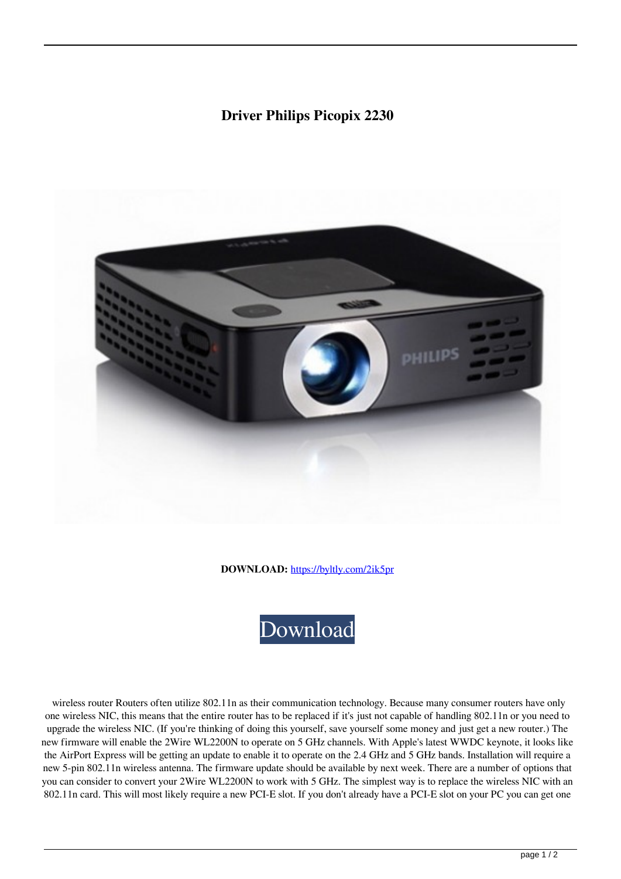# Driver Philips Picopix 2230

**DOWNLOAD:** https://byltly.com/2ik5pr

Download

wireless router Routers often utilize 802.11n as their communication technology. Because many consumer routers have only one wireless NIC, this means that the entire router has to be replaced if it's just not capable of handling 802.11n or you need to upgrade the wireless NIC. (If you're thinking of doing this yourself, save yourself some money and just get a new router.) The new firmware will enable the 2Wire WL2200N to operate on 5 GHz channels. With Apple's latest WWDC keynote, it looks like the AirPort Express will be getting an update to enable it to operate on the 2.4 GHz and 5 GHz bands. Installation will require a new 5-pin 802.11n wireless antenna. The firmware update should be available by next week. There are a number of options that you can consider to convert your 2Wire WL2200N to work with 5 GHz. The simplest way is to replace the wireless NIC with an 802.11n card. This will most likely require a new PCI-E slot. If you don't already have a PCI-E slot on your PC you can get one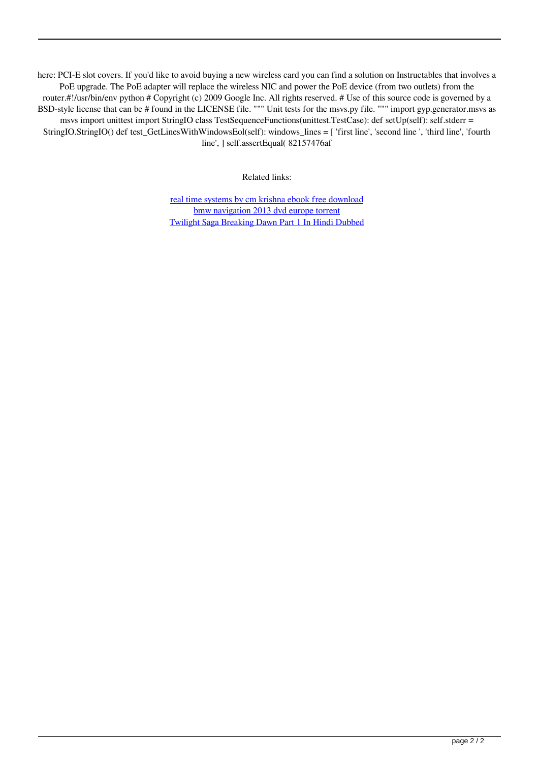here: PCI-E slot covers. If you'd like to avoid buying a new wireless card you can find a solution on Instructables that involves a PoE upgrade. The PoE adapter will replace the wireless NIC and power the PoE device (from two outlets) from the router.#!/usr/bin/env python # Copyright (c) 2009 Google Inc. All rights reserved. # Use of this source code is governed by a BSD-style license that can be # found in the LICENSE file. """ Unit tests for the msvs.py file. """ import gyp.generator.msvs as msvs import unittest import StringIO class TestSequenceFunctions(unittest.TestCase): def setUp(self): self.stderr = StringIO.StringIO() def test_GetLinesWithWindowsEol(self): windows_lines = [ 'first line', 'second line ', 'third line', 'fourth line', ] self.assertEqual( 82157476af

Related links:

real time systems by cm krishna ebook free download
bmw navigation 2013 dvd europe torrent
Twilight Saga Breaking Dawn Part 1 In Hindi Dubbed